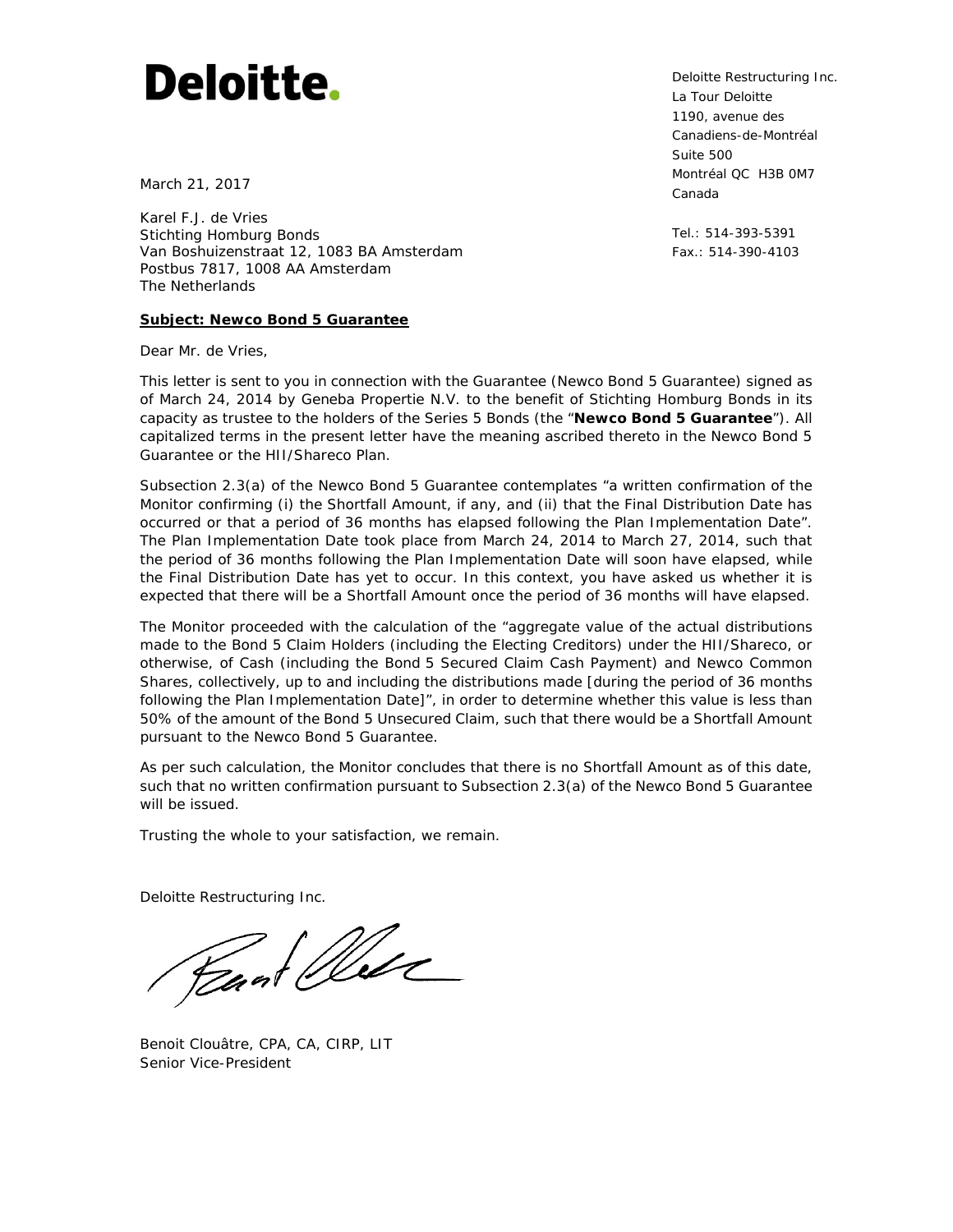# Deloitte.

Deloitte Restructuring Inc.
La Tour Deloitte
1190, avenue des
Canadiens-de-Montréal
Suite 500
Montréal QC H3B 0M7
Canada

Tel.: 514-393-5391
Fax.: 514-390-4103

March 21, 2017

Karel F.J. de Vries
Stichting Homburg Bonds
Van Boshuizenstraat 12, 1083 BA Amsterdam
Postbus 7817, 1008 AA Amsterdam
The Netherlands

**Subject: Newco Bond 5 Guarantee**

Dear Mr. de Vries,

This letter is sent to you in connection with the Guarantee (Newco Bond 5 Guarantee) signed as of March 24, 2014 by Geneba Propertie N.V. to the benefit of Stichting Homburg Bonds in its capacity as trustee to the holders of the Series 5 Bonds (the "**Newco Bond 5 Guarantee**"). All capitalized terms in the present letter have the meaning ascribed thereto in the Newco Bond 5 Guarantee or the HII/Shareco Plan.

Subsection 2.3(a) of the Newco Bond 5 Guarantee contemplates "a written confirmation of the Monitor confirming (i) the Shortfall Amount, if any, and (ii) that the Final Distribution Date has occurred or that a period of 36 months has elapsed following the Plan Implementation Date". The Plan Implementation Date took place from March 24, 2014 to March 27, 2014, such that the period of 36 months following the Plan Implementation Date will soon have elapsed, while the Final Distribution Date has yet to occur. In this context, you have asked us whether it is expected that there will be a Shortfall Amount once the period of 36 months will have elapsed.

The Monitor proceeded with the calculation of the "aggregate value of the actual distributions made to the Bond 5 Claim Holders (including the Electing Creditors) under the HII/Shareco, or otherwise, of Cash (including the Bond 5 Secured Claim Cash Payment) and Newco Common Shares, collectively, up to and including the distributions made [during the period of 36 months following the Plan Implementation Date]", in order to determine whether this value is less than 50% of the amount of the Bond 5 Unsecured Claim, such that there would be a Shortfall Amount pursuant to the Newco Bond 5 Guarantee.

As per such calculation, the Monitor concludes that there is no Shortfall Amount as of this date, such that no written confirmation pursuant to Subsection 2.3(a) of the Newco Bond 5 Guarantee will be issued.

Trusting the whole to your satisfaction, we remain.

Deloitte Restructuring Inc.

Benoit Clouâtre, CPA, CA, CIRP, LIT
Senior Vice-President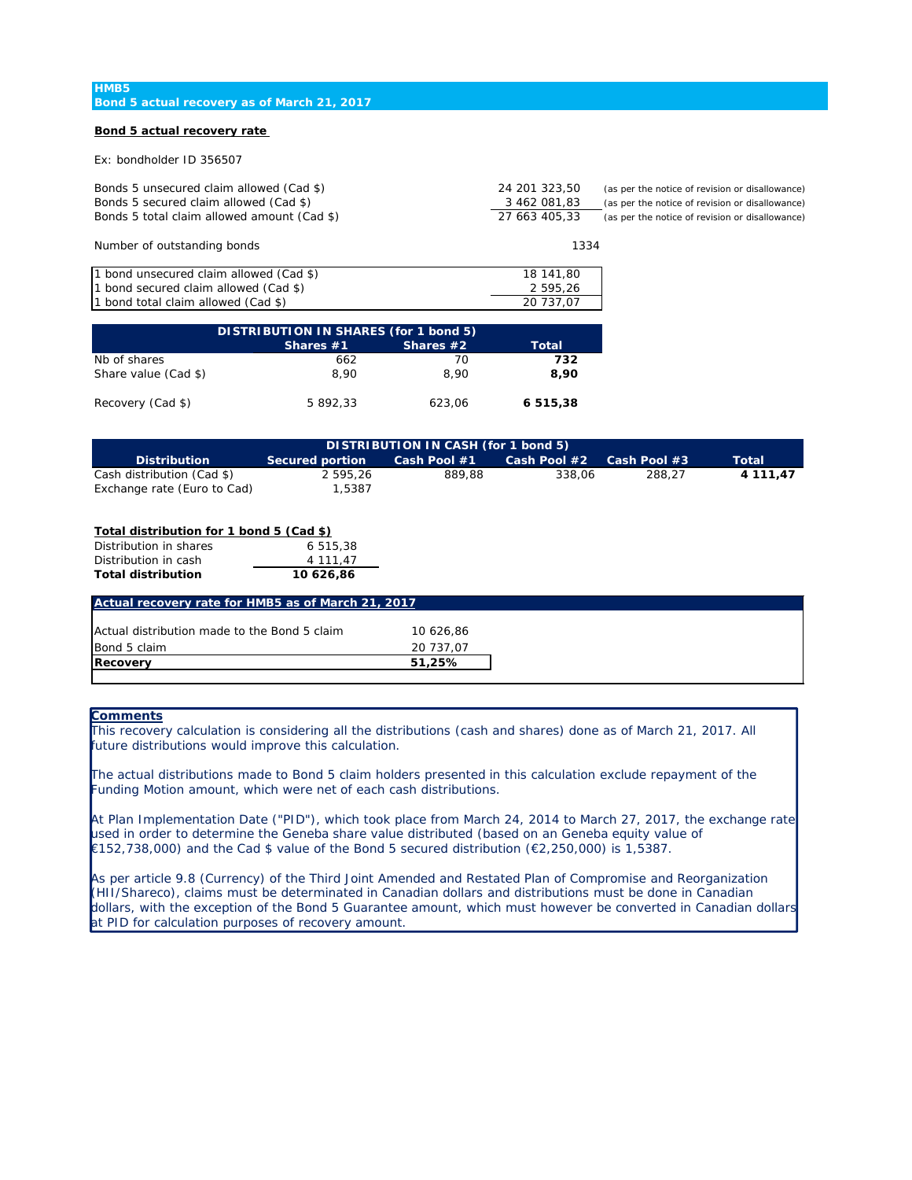**HMB5**
**Bond 5 actual recovery as of March 21, 2017**

**Bond 5 actual recovery rate**

Ex: bondholder ID 356507

| | | |
|---|---|---|
| Bonds 5 unsecured claim allowed (Cad $) | 24 201 323,50 | (as per the notice of revision or disallowance) |
| Bonds 5 secured claim allowed (Cad $) | 3 462 081,83 | (as per the notice of revision or disallowance) |
| Bonds 5 total claim allowed amount (Cad $) | 27 663 405,33 | (as per the notice of revision or disallowance) |

Number of outstanding bonds 1334

| | |
|---|---|
| 1 bond unsecured claim allowed (Cad $) | 18 141,80 |
| 1 bond secured claim allowed (Cad $) | 2 595,26 |
| 1 bond total claim allowed (Cad $) | 20 737,07 |

| DISTRIBUTION IN SHARES (for 1 bond 5) | Shares #1 | Shares #2 | Total |
|---|---|---|---|
| Nb of shares | 662 | 70 | **732** |
| Share value (Cad $) | 8,90 | 8,90 | **8,90** |
| Recovery (Cad $) | 5 892,33 | 623,06 | **6 515,38** |

| DISTRIBUTION IN CASH (for 1 bond 5) | | | | | |
|---|---|---|---|---|---|
| **Distribution** | **Secured portion** | **Cash Pool #1** | **Cash Pool #2** | **Cash Pool #3** | **Total** |
| Cash distribution (Cad $) | 2 595,26 | 889,88 | 338,06 | 288,27 | **4 111,47** |
| Exchange rate (Euro to Cad) | 1,5387 | | | | |

**Total distribution for 1 bond 5 (Cad $)**

| | |
|---|---|
| Distribution in shares | 6 515,38 |
| Distribution in cash | 4 111,47 |
| **Total distribution** | **10 626,86** |

**Actual recovery rate for HMB5 as of March 21, 2017**

| | |
|---|---|
| Actual distribution made to the Bond 5 claim | 10 626,86 |
| Bond 5 claim | 20 737,07 |
| **Recovery** | **51,25%** |

**Comments**

This recovery calculation is considering all the distributions (cash and shares) done as of March 21, 2017. All future distributions would improve this calculation.

The actual distributions made to Bond 5 claim holders presented in this calculation exclude repayment of the Funding Motion amount, which were net of each cash distributions.

At Plan Implementation Date ("PID"), which took place from March 24, 2014 to March 27, 2017, the exchange rate used in order to determine the Geneba share value distributed (based on an Geneba equity value of €152,738,000) and the Cad $ value of the Bond 5 secured distribution (€2,250,000) is 1,5387.

As per article 9.8 (Currency) of the Third Joint Amended and Restated Plan of Compromise and Reorganization (HII/Shareco), claims must be determinated in Canadian dollars and distributions must be done in Canadian dollars, with the exception of the Bond 5 Guarantee amount, which must however be converted in Canadian dollars at PID for calculation purposes of recovery amount.